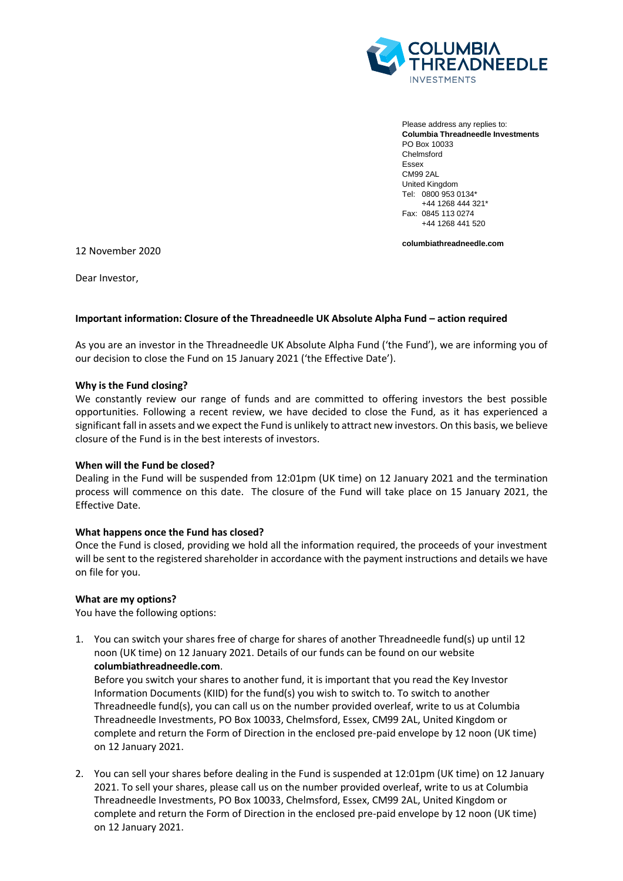Please address any replies to:
**Columbia Threadneedle Investments**
PO Box 10033
Chelmsford
Essex
CM99 2AL
United Kingdom
Tel: 0800 953 0134*
+44 1268 444 321*
Fax: 0845 113 0274
+44 1268 441 520

**columbiathreadneedle.com**

12 November 2020

Dear Investor,

**Important information: Closure of the Threadneedle UK Absolute Alpha Fund – action required**

As you are an investor in the Threadneedle UK Absolute Alpha Fund ('the Fund'), we are informing you of our decision to close the Fund on 15 January 2021 ('the Effective Date').

**Why is the Fund closing?**

We constantly review our range of funds and are committed to offering investors the best possible opportunities. Following a recent review, we have decided to close the Fund, as it has experienced a significant fall in assets and we expect the Fund is unlikely to attract new investors. On this basis, we believe closure of the Fund is in the best interests of investors.

**When will the Fund be closed?**

Dealing in the Fund will be suspended from 12:01pm (UK time) on 12 January 2021 and the termination process will commence on this date. The closure of the Fund will take place on 15 January 2021, the Effective Date.

**What happens once the Fund has closed?**

Once the Fund is closed, providing we hold all the information required, the proceeds of your investment will be sent to the registered shareholder in accordance with the payment instructions and details we have on file for you.

**What are my options?**

You have the following options:

1. You can switch your shares free of charge for shares of another Threadneedle fund(s) up until 12 noon (UK time) on 12 January 2021. Details of our funds can be found on our website **columbiathreadneedle.com**.
   Before you switch your shares to another fund, it is important that you read the Key Investor Information Documents (KIID) for the fund(s) you wish to switch to. To switch to another Threadneedle fund(s), you can call us on the number provided overleaf, write to us at Columbia Threadneedle Investments, PO Box 10033, Chelmsford, Essex, CM99 2AL, United Kingdom or complete and return the Form of Direction in the enclosed pre-paid envelope by 12 noon (UK time) on 12 January 2021.

2. You can sell your shares before dealing in the Fund is suspended at 12:01pm (UK time) on 12 January 2021. To sell your shares, please call us on the number provided overleaf, write to us at Columbia Threadneedle Investments, PO Box 10033, Chelmsford, Essex, CM99 2AL, United Kingdom or complete and return the Form of Direction in the enclosed pre-paid envelope by 12 noon (UK time) on 12 January 2021.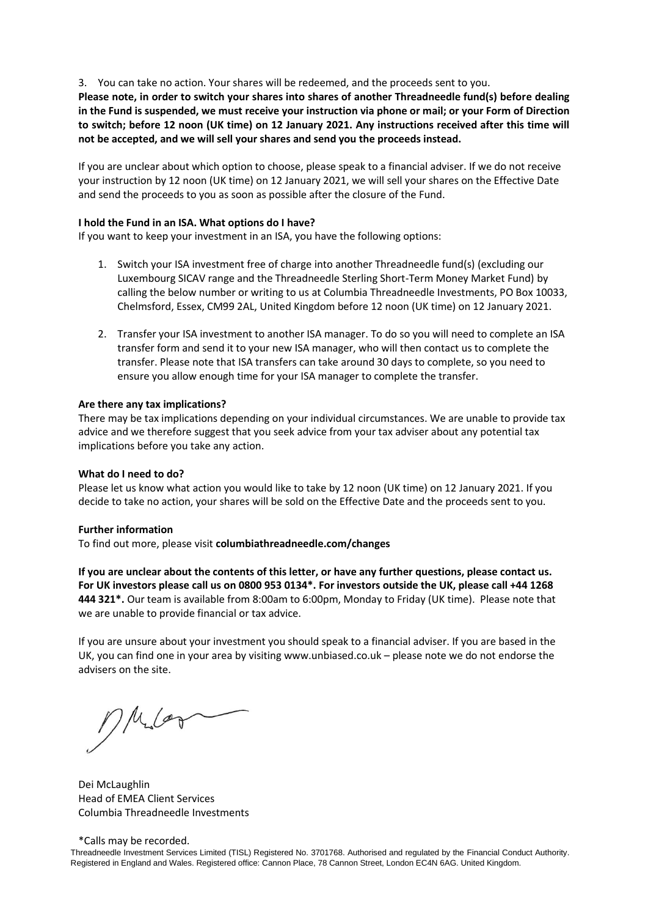3. You can take no action. Your shares will be redeemed, and the proceeds sent to you.

**Please note, in order to switch your shares into shares of another Threadneedle fund(s) before dealing in the Fund is suspended, we must receive your instruction via phone or mail; or your Form of Direction to switch; before 12 noon (UK time) on 12 January 2021. Any instructions received after this time will not be accepted, and we will sell your shares and send you the proceeds instead.**

If you are unclear about which option to choose, please speak to a financial adviser. If we do not receive your instruction by 12 noon (UK time) on 12 January 2021, we will sell your shares on the Effective Date and send the proceeds to you as soon as possible after the closure of the Fund.

**I hold the Fund in an ISA. What options do I have?**

If you want to keep your investment in an ISA, you have the following options:

1. Switch your ISA investment free of charge into another Threadneedle fund(s) (excluding our Luxembourg SICAV range and the Threadneedle Sterling Short-Term Money Market Fund) by calling the below number or writing to us at Columbia Threadneedle Investments, PO Box 10033, Chelmsford, Essex, CM99 2AL, United Kingdom before 12 noon (UK time) on 12 January 2021.

2. Transfer your ISA investment to another ISA manager. To do so you will need to complete an ISA transfer form and send it to your new ISA manager, who will then contact us to complete the transfer. Please note that ISA transfers can take around 30 days to complete, so you need to ensure you allow enough time for your ISA manager to complete the transfer.

**Are there any tax implications?**

There may be tax implications depending on your individual circumstances. We are unable to provide tax advice and we therefore suggest that you seek advice from your tax adviser about any potential tax implications before you take any action.

**What do I need to do?**

Please let us know what action you would like to take by 12 noon (UK time) on 12 January 2021. If you decide to take no action, your shares will be sold on the Effective Date and the proceeds sent to you.

**Further information**

To find out more, please visit **columbiathreadneedle.com/changes**

**If you are unclear about the contents of this letter, or have any further questions, please contact us. For UK investors please call us on 0800 953 0134*. For investors outside the UK, please call +44 1268 444 321*.** Our team is available from 8:00am to 6:00pm, Monday to Friday (UK time). Please note that we are unable to provide financial or tax advice.

If you are unsure about your investment you should speak to a financial adviser. If you are based in the UK, you can find one in your area by visiting www.unbiased.co.uk – please note we do not endorse the advisers on the site.

Dei McLaughlin
Head of EMEA Client Services
Columbia Threadneedle Investments

*Calls may be recorded.

Threadneedle Investment Services Limited (TISL) Registered No. 3701768. Authorised and regulated by the Financial Conduct Authority. Registered in England and Wales. Registered office: Cannon Place, 78 Cannon Street, London EC4N 6AG. United Kingdom.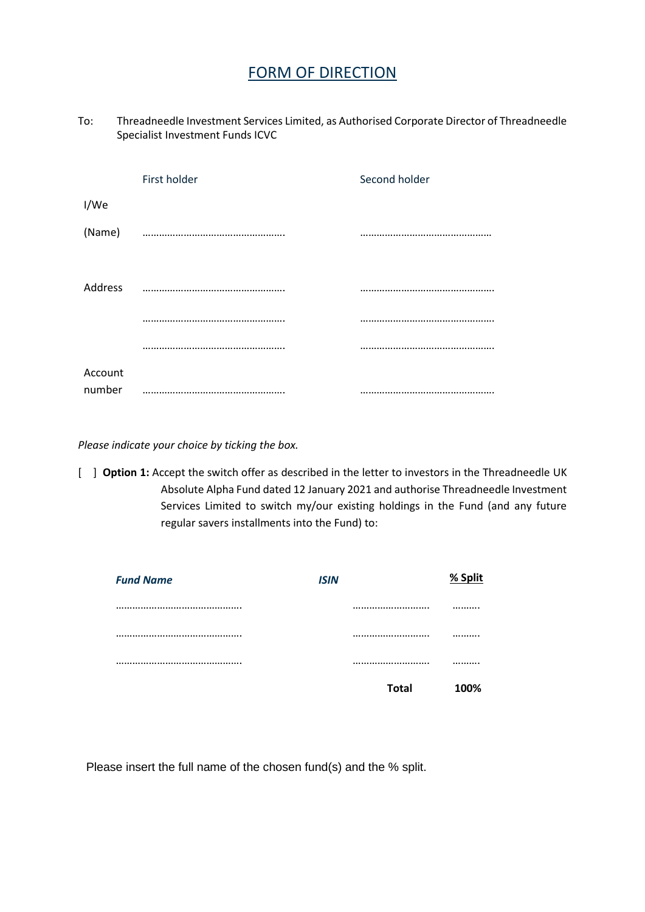# FORM OF DIRECTION

To: Threadneedle Investment Services Limited, as Authorised Corporate Director of Threadneedle Specialist Investment Funds ICVC

| | First holder | Second holder |
|---|---|---|
| I/We | | |
| (Name) | …………………………………………. | ………………………………………… |
| Address | …………………………………………. | …………………………………………. |
| | …………………………………………. | …………………………………………. |
| | …………………………………………. | …………………………………………. |
| Account number | …………………………………………. | …………………………………………. |

*Please indicate your choice by ticking the box.*

[ ] **Option 1:** Accept the switch offer as described in the letter to investors in the Threadneedle UK Absolute Alpha Fund dated 12 January 2021 and authorise Threadneedle Investment Services Limited to switch my/our existing holdings in the Fund (and any future regular savers installments into the Fund) to:

| ***Fund Name*** | ***ISIN*** | **% Split** |
|---|---|---|
| ………………………………….. | ……………………… | ………. |
| ………………………………….. | ……………………… | ………. |
| ………………………………….. | ……………………… | ………. |
| | **Total** | **100%** |

Please insert the full name of the chosen fund(s) and the % split.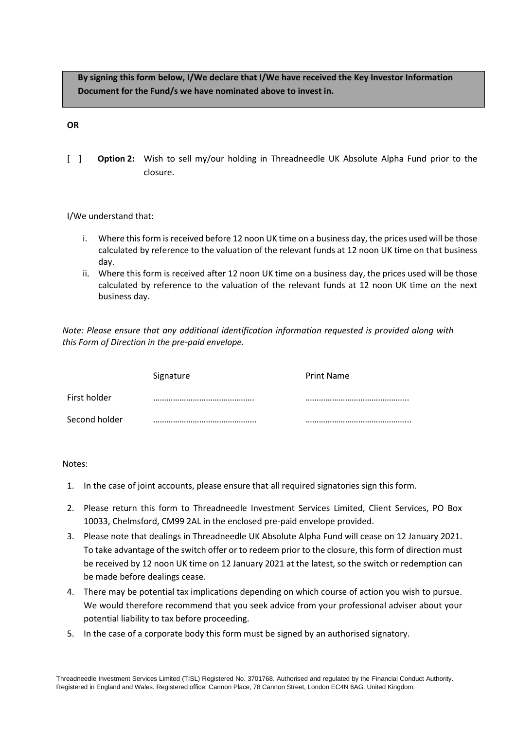**By signing this form below, I/We declare that I/We have received the Key Investor Information Document for the Fund/s we have nominated above to invest in.**

**OR**

[ ] **Option 2:** Wish to sell my/our holding in Threadneedle UK Absolute Alpha Fund prior to the closure.

I/We understand that:

i. Where this form is received before 12 noon UK time on a business day, the prices used will be those calculated by reference to the valuation of the relevant funds at 12 noon UK time on that business day.
ii. Where this form is received after 12 noon UK time on a business day, the prices used will be those calculated by reference to the valuation of the relevant funds at 12 noon UK time on the next business day.

*Note: Please ensure that any additional identification information requested is provided along with this Form of Direction in the pre-paid envelope.*

| | Signature | Print Name |
|---|---|---|
| First holder | ……………………………………. | …………………………………….. |
| Second holder | …………………………………….. | ……………………………………... |

Notes:

1. In the case of joint accounts, please ensure that all required signatories sign this form.
2. Please return this form to Threadneedle Investment Services Limited, Client Services, PO Box 10033, Chelmsford, CM99 2AL in the enclosed pre-paid envelope provided.
3. Please note that dealings in Threadneedle UK Absolute Alpha Fund will cease on 12 January 2021. To take advantage of the switch offer or to redeem prior to the closure, this form of direction must be received by 12 noon UK time on 12 January 2021 at the latest, so the switch or redemption can be made before dealings cease.
4. There may be potential tax implications depending on which course of action you wish to pursue. We would therefore recommend that you seek advice from your professional adviser about your potential liability to tax before proceeding.
5. In the case of a corporate body this form must be signed by an authorised signatory.

Threadneedle Investment Services Limited (TISL) Registered No. 3701768. Authorised and regulated by the Financial Conduct Authority. Registered in England and Wales. Registered office: Cannon Place, 78 Cannon Street, London EC4N 6AG. United Kingdom.